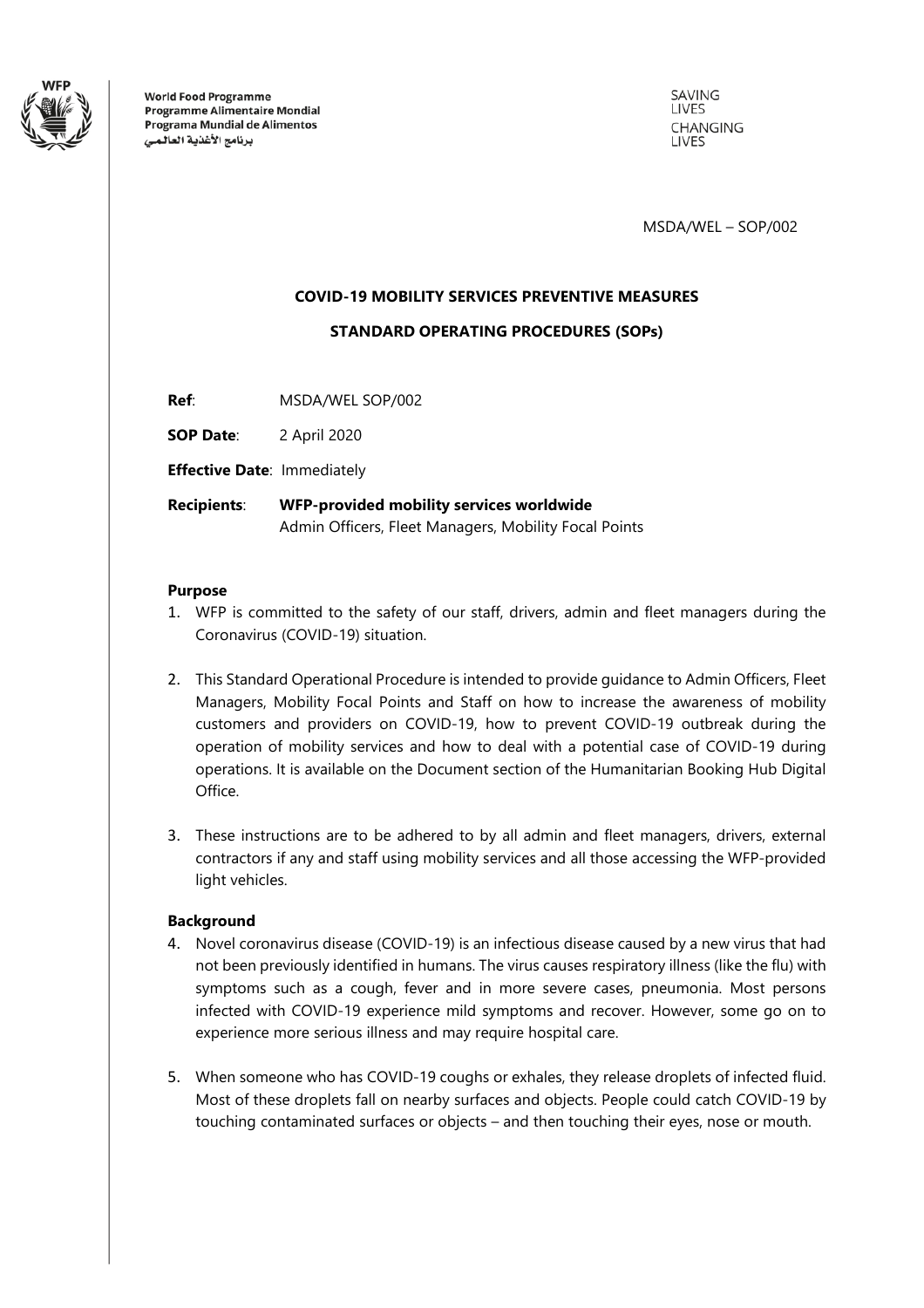World Food Programme
Programme Alimentaire Mondial
Programa Mundial de Alimentos
برنامج الأغذية العالمي

SAVING LIVES
CHANGING LIVES

MSDA/WEL – SOP/002

**COVID-19 MOBILITY SERVICES PREVENTIVE MEASURES**

**STANDARD OPERATING PROCEDURES (SOPs)**

**Ref**: MSDA/WEL SOP/002

**SOP Date**: 2 April 2020

**Effective Date**: Immediately

**Recipients**: **WFP-provided mobility services worldwide**
Admin Officers, Fleet Managers, Mobility Focal Points

**Purpose**

1. WFP is committed to the safety of our staff, drivers, admin and fleet managers during the Coronavirus (COVID-19) situation.

2. This Standard Operational Procedure is intended to provide guidance to Admin Officers, Fleet Managers, Mobility Focal Points and Staff on how to increase the awareness of mobility customers and providers on COVID-19, how to prevent COVID-19 outbreak during the operation of mobility services and how to deal with a potential case of COVID-19 during operations. It is available on the Document section of the Humanitarian Booking Hub Digital Office.

3. These instructions are to be adhered to by all admin and fleet managers, drivers, external contractors if any and staff using mobility services and all those accessing the WFP-provided light vehicles.

**Background**

4. Novel coronavirus disease (COVID-19) is an infectious disease caused by a new virus that had not been previously identified in humans. The virus causes respiratory illness (like the flu) with symptoms such as a cough, fever and in more severe cases, pneumonia. Most persons infected with COVID-19 experience mild symptoms and recover. However, some go on to experience more serious illness and may require hospital care.

5. When someone who has COVID-19 coughs or exhales, they release droplets of infected fluid. Most of these droplets fall on nearby surfaces and objects. People could catch COVID-19 by touching contaminated surfaces or objects – and then touching their eyes, nose or mouth.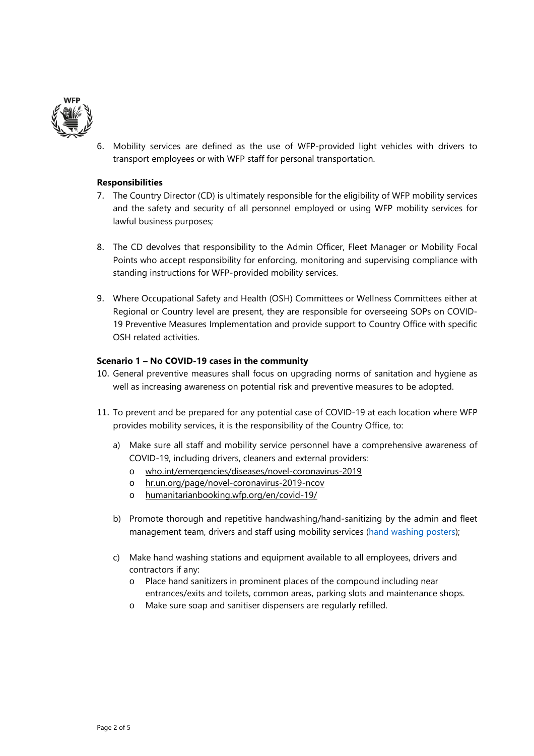6. Mobility services are defined as the use of WFP-provided light vehicles with drivers to transport employees or with WFP staff for personal transportation.

**Responsibilities**

7. The Country Director (CD) is ultimately responsible for the eligibility of WFP mobility services and the safety and security of all personnel employed or using WFP mobility services for lawful business purposes;

8. The CD devolves that responsibility to the Admin Officer, Fleet Manager or Mobility Focal Points who accept responsibility for enforcing, monitoring and supervising compliance with standing instructions for WFP-provided mobility services.

9. Where Occupational Safety and Health (OSH) Committees or Wellness Committees either at Regional or Country level are present, they are responsible for overseeing SOPs on COVID-19 Preventive Measures Implementation and provide support to Country Office with specific OSH related activities.

**Scenario 1 – No COVID-19 cases in the community**

10. General preventive measures shall focus on upgrading norms of sanitation and hygiene as well as increasing awareness on potential risk and preventive measures to be adopted.

11. To prevent and be prepared for any potential case of COVID-19 at each location where WFP provides mobility services, it is the responsibility of the Country Office, to:

    a) Make sure all staff and mobility service personnel have a comprehensive awareness of COVID-19, including drivers, cleaners and external providers:
       - who.int/emergencies/diseases/novel-coronavirus-2019
       - hr.un.org/page/novel-coronavirus-2019-ncov
       - humanitarianbooking.wfp.org/en/covid-19/

    b) Promote thorough and repetitive handwashing/hand-sanitizing by the admin and fleet management team, drivers and staff using mobility services (hand washing posters);

    c) Make hand washing stations and equipment available to all employees, drivers and contractors if any:
       - Place hand sanitizers in prominent places of the compound including near entrances/exits and toilets, common areas, parking slots and maintenance shops.
       - Make sure soap and sanitiser dispensers are regularly refilled.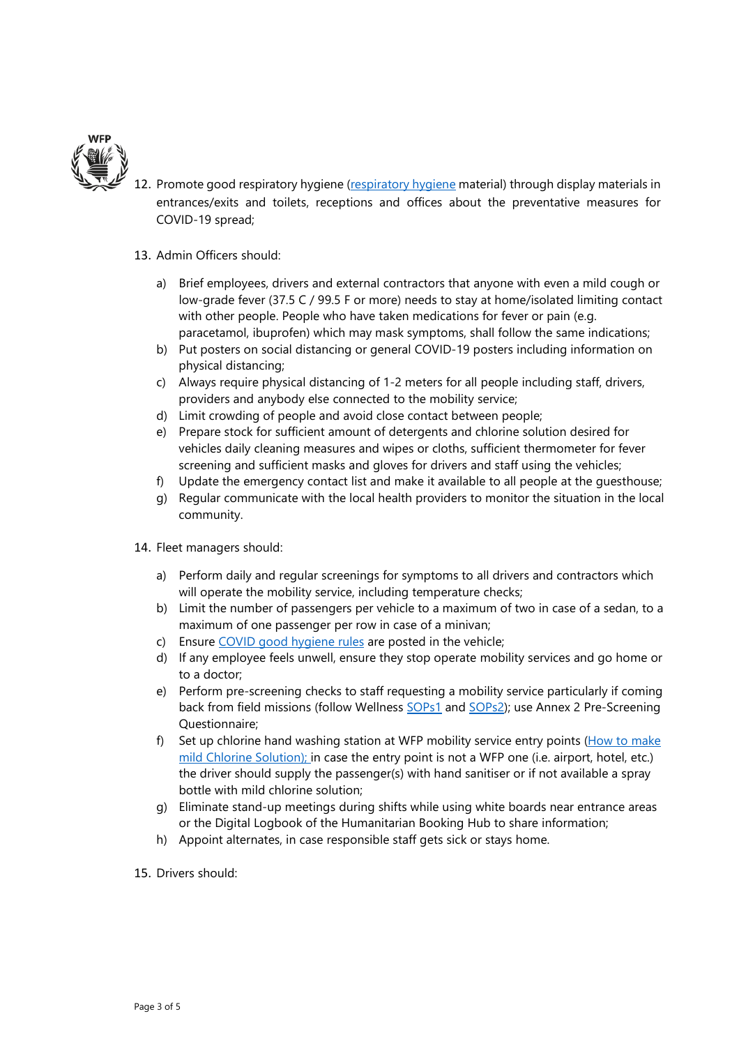12. Promote good respiratory hygiene (respiratory hygiene material) through display materials in entrances/exits and toilets, receptions and offices about the preventative measures for COVID-19 spread;

13. Admin Officers should:

    a) Brief employees, drivers and external contractors that anyone with even a mild cough or low-grade fever (37.5 C / 99.5 F or more) needs to stay at home/isolated limiting contact with other people. People who have taken medications for fever or pain (e.g. paracetamol, ibuprofen) which may mask symptoms, shall follow the same indications;
    b) Put posters on social distancing or general COVID-19 posters including information on physical distancing;
    c) Always require physical distancing of 1-2 meters for all people including staff, drivers, providers and anybody else connected to the mobility service;
    d) Limit crowding of people and avoid close contact between people;
    e) Prepare stock for sufficient amount of detergents and chlorine solution desired for vehicles daily cleaning measures and wipes or cloths, sufficient thermometer for fever screening and sufficient masks and gloves for drivers and staff using the vehicles;
    f) Update the emergency contact list and make it available to all people at the guesthouse;
    g) Regular communicate with the local health providers to monitor the situation in the local community.

14. Fleet managers should:

    a) Perform daily and regular screenings for symptoms to all drivers and contractors which will operate the mobility service, including temperature checks;
    b) Limit the number of passengers per vehicle to a maximum of two in case of a sedan, to a maximum of one passenger per row in case of a minivan;
    c) Ensure COVID good hygiene rules are posted in the vehicle;
    d) If any employee feels unwell, ensure they stop operate mobility services and go home or to a doctor;
    e) Perform pre-screening checks to staff requesting a mobility service particularly if coming back from field missions (follow Wellness SOPs1 and SOPs2); use Annex 2 Pre-Screening Questionnaire;
    f) Set up chlorine hand washing station at WFP mobility service entry points (How to make mild Chlorine Solution); in case the entry point is not a WFP one (i.e. airport, hotel, etc.) the driver should supply the passenger(s) with hand sanitiser or if not available a spray bottle with mild chlorine solution;
    g) Eliminate stand-up meetings during shifts while using white boards near entrance areas or the Digital Logbook of the Humanitarian Booking Hub to share information;
    h) Appoint alternates, in case responsible staff gets sick or stays home.

15. Drivers should: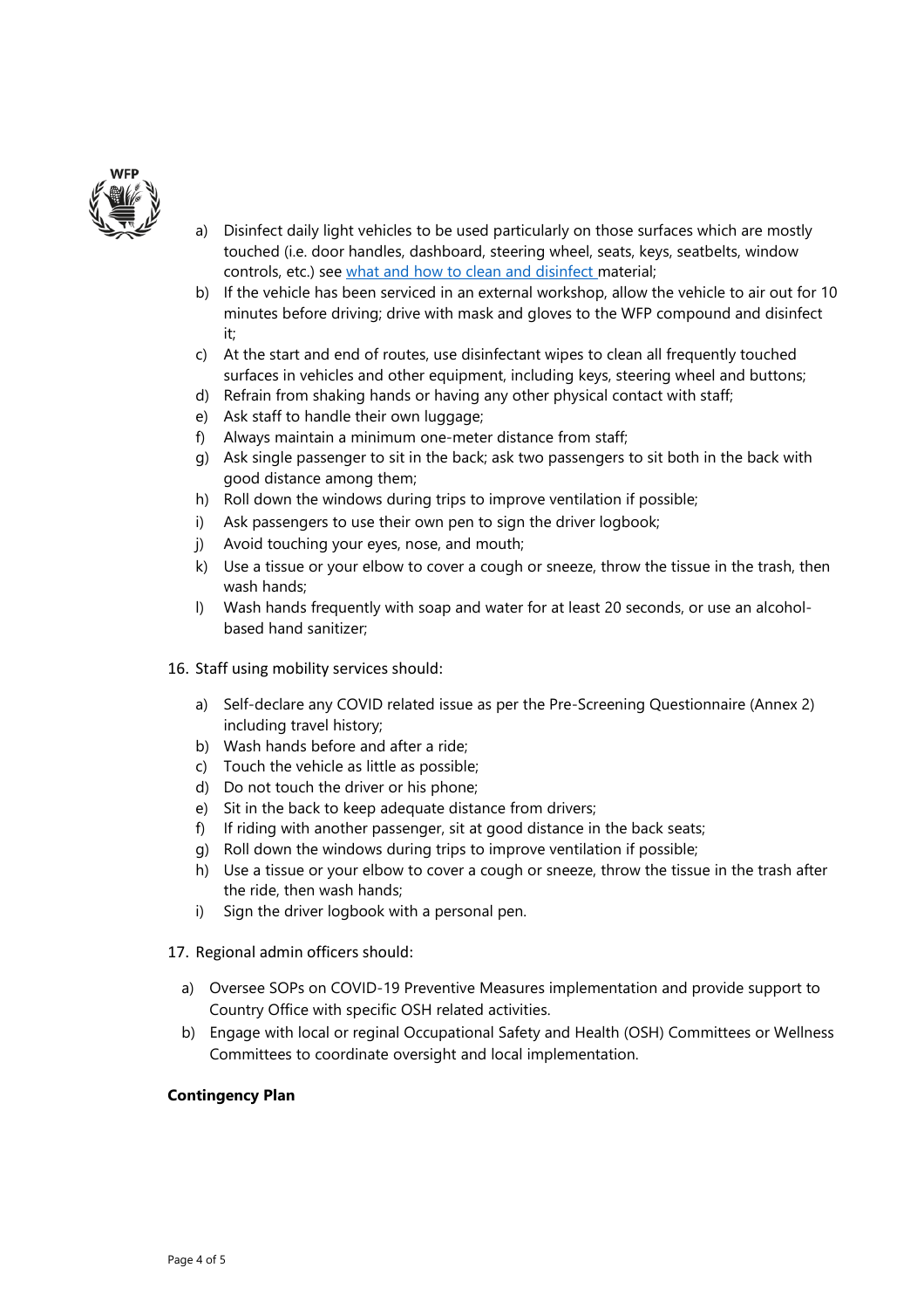a) Disinfect daily light vehicles to be used particularly on those surfaces which are mostly touched (i.e. door handles, dashboard, steering wheel, seats, keys, seatbelts, window controls, etc.) see [what and how to clean and disinfect ]material;
b) If the vehicle has been serviced in an external workshop, allow the vehicle to air out for 10 minutes before driving; drive with mask and gloves to the WFP compound and disinfect it;
c) At the start and end of routes, use disinfectant wipes to clean all frequently touched surfaces in vehicles and other equipment, including keys, steering wheel and buttons;
d) Refrain from shaking hands or having any other physical contact with staff;
e) Ask staff to handle their own luggage;
f) Always maintain a minimum one-meter distance from staff;
g) Ask single passenger to sit in the back; ask two passengers to sit both in the back with good distance among them;
h) Roll down the windows during trips to improve ventilation if possible;
i) Ask passengers to use their own pen to sign the driver logbook;
j) Avoid touching your eyes, nose, and mouth;
k) Use a tissue or your elbow to cover a cough or sneeze, throw the tissue in the trash, then wash hands;
l) Wash hands frequently with soap and water for at least 20 seconds, or use an alcohol-based hand sanitizer;

16. Staff using mobility services should:

a) Self-declare any COVID related issue as per the Pre-Screening Questionnaire (Annex 2) including travel history;
b) Wash hands before and after a ride;
c) Touch the vehicle as little as possible;
d) Do not touch the driver or his phone;
e) Sit in the back to keep adequate distance from drivers;
f) If riding with another passenger, sit at good distance in the back seats;
g) Roll down the windows during trips to improve ventilation if possible;
h) Use a tissue or your elbow to cover a cough or sneeze, throw the tissue in the trash after the ride, then wash hands;
i) Sign the driver logbook with a personal pen.

17. Regional admin officers should:

a) Oversee SOPs on COVID-19 Preventive Measures implementation and provide support to Country Office with specific OSH related activities.
b) Engage with local or reginal Occupational Safety and Health (OSH) Committees or Wellness Committees to coordinate oversight and local implementation.

**Contingency Plan**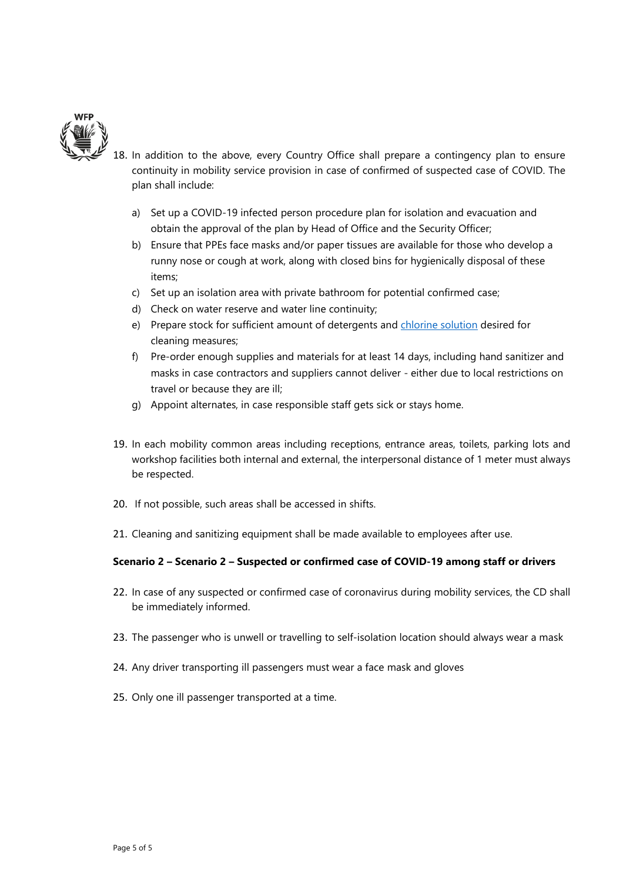18. In addition to the above, every Country Office shall prepare a contingency plan to ensure continuity in mobility service provision in case of confirmed of suspected case of COVID. The plan shall include:

   a) Set up a COVID-19 infected person procedure plan for isolation and evacuation and obtain the approval of the plan by Head of Office and the Security Officer;
   b) Ensure that PPEs face masks and/or paper tissues are available for those who develop a runny nose or cough at work, along with closed bins for hygienically disposal of these items;
   c) Set up an isolation area with private bathroom for potential confirmed case;
   d) Check on water reserve and water line continuity;
   e) Prepare stock for sufficient amount of detergents and [chlorine solution]() desired for cleaning measures;
   f) Pre-order enough supplies and materials for at least 14 days, including hand sanitizer and masks in case contractors and suppliers cannot deliver - either due to local restrictions on travel or because they are ill;
   g) Appoint alternates, in case responsible staff gets sick or stays home.

19. In each mobility common areas including receptions, entrance areas, toilets, parking lots and workshop facilities both internal and external, the interpersonal distance of 1 meter must always be respected.

20. If not possible, such areas shall be accessed in shifts.

21. Cleaning and sanitizing equipment shall be made available to employees after use.

**Scenario 2 – Scenario 2 – Suspected or confirmed case of COVID-19 among staff or drivers**

22. In case of any suspected or confirmed case of coronavirus during mobility services, the CD shall be immediately informed.

23. The passenger who is unwell or travelling to self-isolation location should always wear a mask

24. Any driver transporting ill passengers must wear a face mask and gloves

25. Only one ill passenger transported at a time.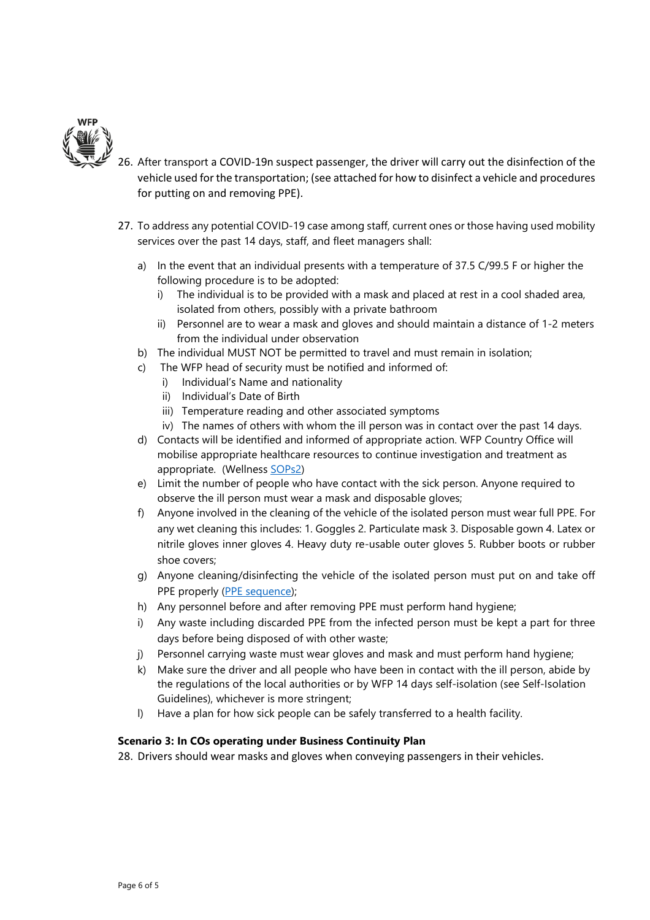26. After transport a COVID-19n suspect passenger, the driver will carry out the disinfection of the vehicle used for the transportation; (see attached for how to disinfect a vehicle and procedures for putting on and removing PPE).

27. To address any potential COVID-19 case among staff, current ones or those having used mobility services over the past 14 days, staff, and fleet managers shall:

    a) In the event that an individual presents with a temperature of 37.5 C/99.5 F or higher the following procedure is to be adopted:
       i) The individual is to be provided with a mask and placed at rest in a cool shaded area, isolated from others, possibly with a private bathroom
       ii) Personnel are to wear a mask and gloves and should maintain a distance of 1-2 meters from the individual under observation

    b) The individual MUST NOT be permitted to travel and must remain in isolation;

    c) The WFP head of security must be notified and informed of:
       i) Individual's Name and nationality
       ii) Individual's Date of Birth
       iii) Temperature reading and other associated symptoms
       iv) The names of others with whom the ill person was in contact over the past 14 days.

    d) Contacts will be identified and informed of appropriate action. WFP Country Office will mobilise appropriate healthcare resources to continue investigation and treatment as appropriate. (Wellness SOPs2)

    e) Limit the number of people who have contact with the sick person. Anyone required to observe the ill person must wear a mask and disposable gloves;

    f) Anyone involved in the cleaning of the vehicle of the isolated person must wear full PPE. For any wet cleaning this includes: 1. Goggles 2. Particulate mask 3. Disposable gown 4. Latex or nitrile gloves inner gloves 4. Heavy duty re-usable outer gloves 5. Rubber boots or rubber shoe covers;

    g) Anyone cleaning/disinfecting the vehicle of the isolated person must put on and take off PPE properly (PPE sequence);

    h) Any personnel before and after removing PPE must perform hand hygiene;

    i) Any waste including discarded PPE from the infected person must be kept a part for three days before being disposed of with other waste;

    j) Personnel carrying waste must wear gloves and mask and must perform hand hygiene;

    k) Make sure the driver and all people who have been in contact with the ill person, abide by the regulations of the local authorities or by WFP 14 days self-isolation (see Self-Isolation Guidelines), whichever is more stringent;

    l) Have a plan for how sick people can be safely transferred to a health facility.

**Scenario 3: In COs operating under Business Continuity Plan**

28. Drivers should wear masks and gloves when conveying passengers in their vehicles.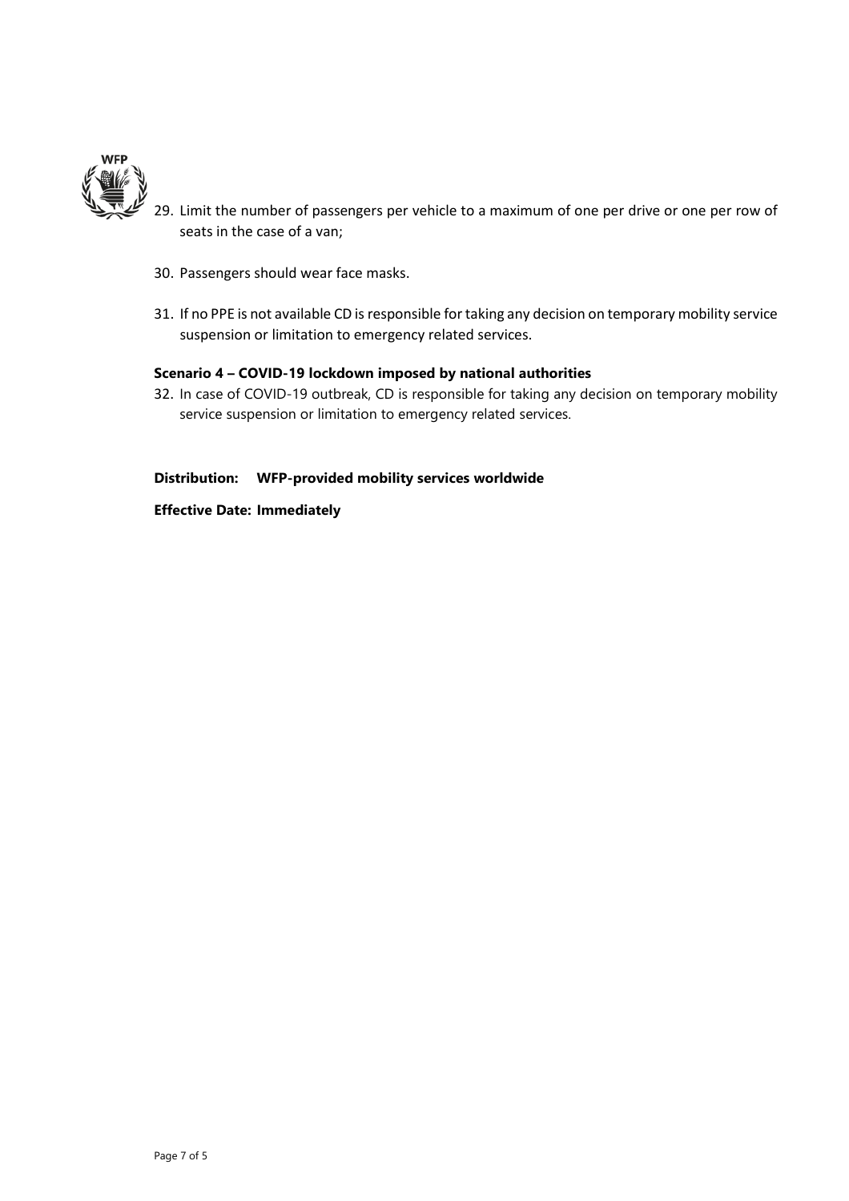29. Limit the number of passengers per vehicle to a maximum of one per drive or one per row of seats in the case of a van;

30. Passengers should wear face masks.

31. If no PPE is not available CD is responsible for taking any decision on temporary mobility service suspension or limitation to emergency related services.

**Scenario 4 – COVID-19 lockdown imposed by national authorities**

32. In case of COVID-19 outbreak, CD is responsible for taking any decision on temporary mobility service suspension or limitation to emergency related services.

**Distribution: WFP-provided mobility services worldwide**

**Effective Date: Immediately**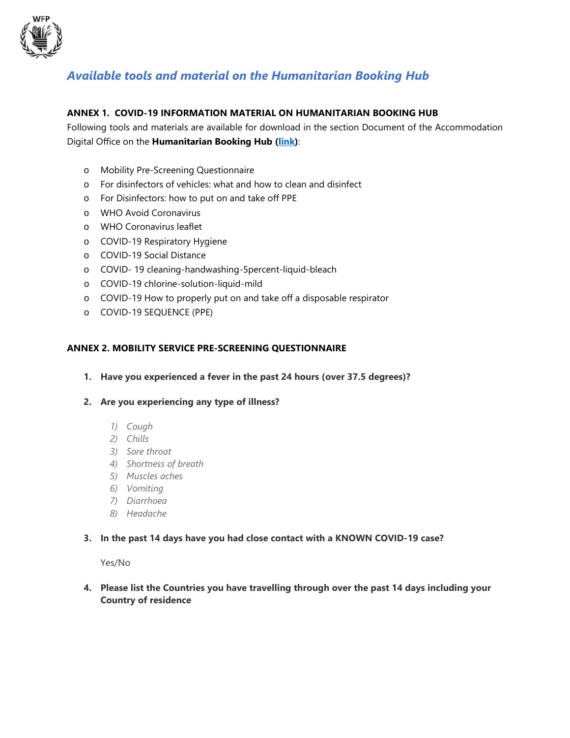## *Available tools and material on the Humanitarian Booking Hub*

**ANNEX 1. COVID-19 INFORMATION MATERIAL ON HUMANITARIAN BOOKING HUB**

Following tools and materials are available for download in the section Document of the Accommodation Digital Office on the **Humanitarian Booking Hub (link)**:

- Mobility Pre-Screening Questionnaire
- For disinfectors of vehicles: what and how to clean and disinfect
- For Disinfectors: how to put on and take off PPE
- WHO Avoid Coronavirus
- WHO Coronavirus leaflet
- COVID-19 Respiratory Hygiene
- COVID-19 Social Distance
- COVID- 19 cleaning-handwashing-5percent-liquid-bleach
- COVID-19 chlorine-solution-liquid-mild
- COVID-19 How to properly put on and take off a disposable respirator
- COVID-19 SEQUENCE (PPE)

**ANNEX 2. MOBILITY SERVICE PRE-SCREENING QUESTIONNAIRE**

1. **Have you experienced a fever in the past 24 hours (over 37.5 degrees)?**

2. **Are you experiencing any type of illness?**

   1) *Cough*
   2) *Chills*
   3) *Sore throat*
   4) *Shortness of breath*
   5) *Muscles aches*
   6) *Vomiting*
   7) *Diarrhoea*
   8) *Headache*

3. **In the past 14 days have you had close contact with a KNOWN COVID-19 case?**

   Yes/No

4. **Please list the Countries you have travelling through over the past 14 days including your Country of residence**